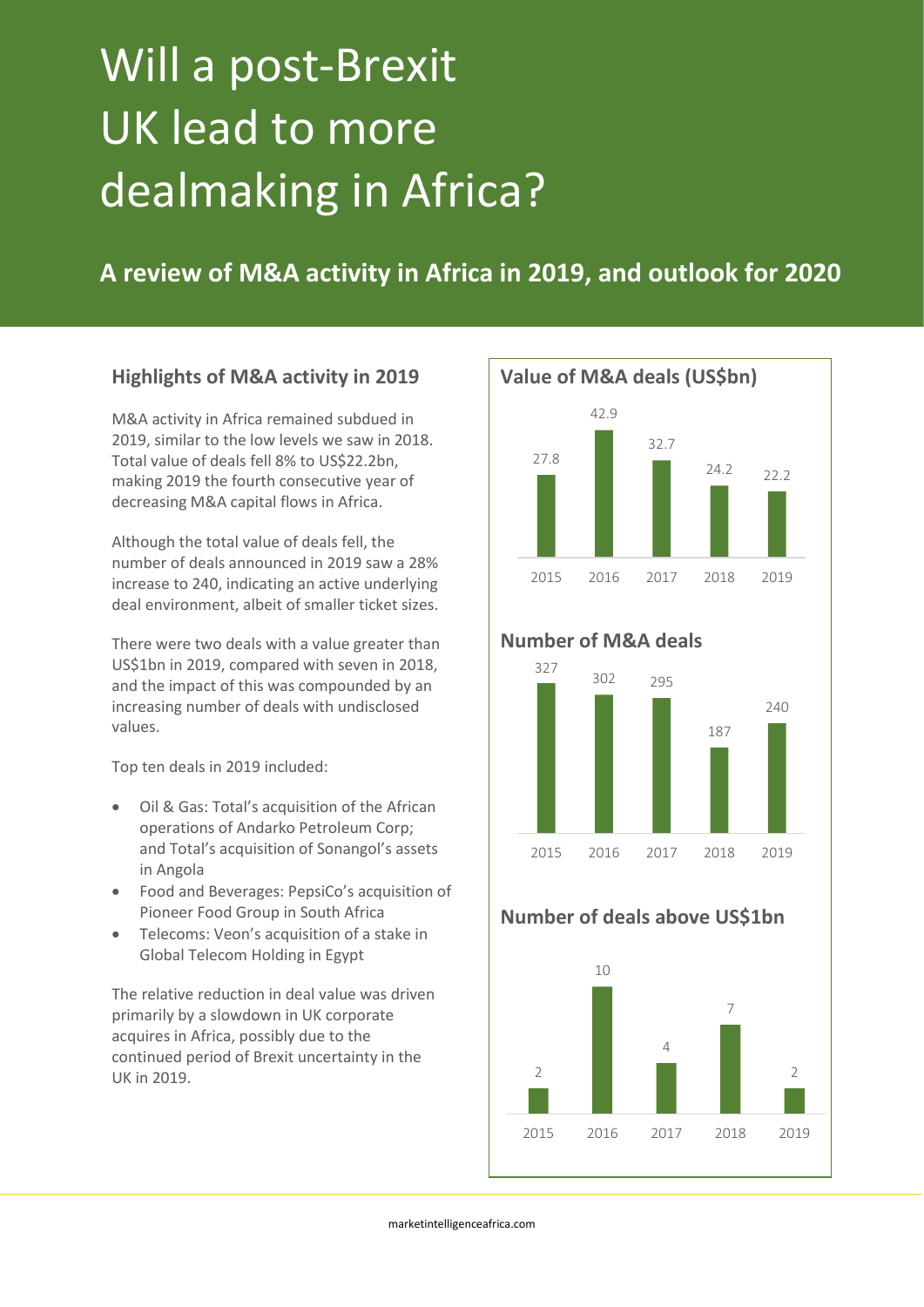# Will a post-Brexit UK lead to more dealmaking in Africa?

## A review of M&A activity in Africa in 2019, and outlook for 2020

### Highlights of M&A activity in 2019

M&A activity in Africa remained subdued in 2019, similar to the low levels we saw in 2018. Total value of deals fell 8% to US$22.2bn, making 2019 the fourth consecutive year of decreasing M&A capital flows in Africa.

Although the total value of deals fell, the number of deals announced in 2019 saw a 28% increase to 240, indicating an active underlying deal environment, albeit of smaller ticket sizes.

There were two deals with a value greater than US$1bn in 2019, compared with seven in 2018, and the impact of this was compounded by an increasing number of deals with undisclosed values.

Top ten deals in 2019 included:

- Oil & Gas: Total's acquisition of the African operations of Andarko Petroleum Corp; and Total's acquisition of Sonangol's assets in Angola
- Food and Beverages: PepsiCo's acquisition of Pioneer Food Group in South Africa
- Telecoms: Veon's acquisition of a stake in Global Telecom Holding in Egypt

The relative reduction in deal value was driven primarily by a slowdown in UK corporate acquires in Africa, possibly due to the continued period of Brexit uncertainty in the UK in 2019.

**Value of M&A deals (US$bn)**

| 2015 | 2016 | 2017 | 2018 | 2019 |
|---|---|---|---|---|
| 27.8 | 42.9 | 32.7 | 24.2 | 22.2 |

**Number of M&A deals**

| 2015 | 2016 | 2017 | 2018 | 2019 |
|---|---|---|---|---|
| 327 | 302 | 295 | 187 | 240 |

**Number of deals above US$1bn**

| 2015 | 2016 | 2017 | 2018 | 2019 |
|---|---|---|---|---|
| 2 | 10 | 4 | 7 | 2 |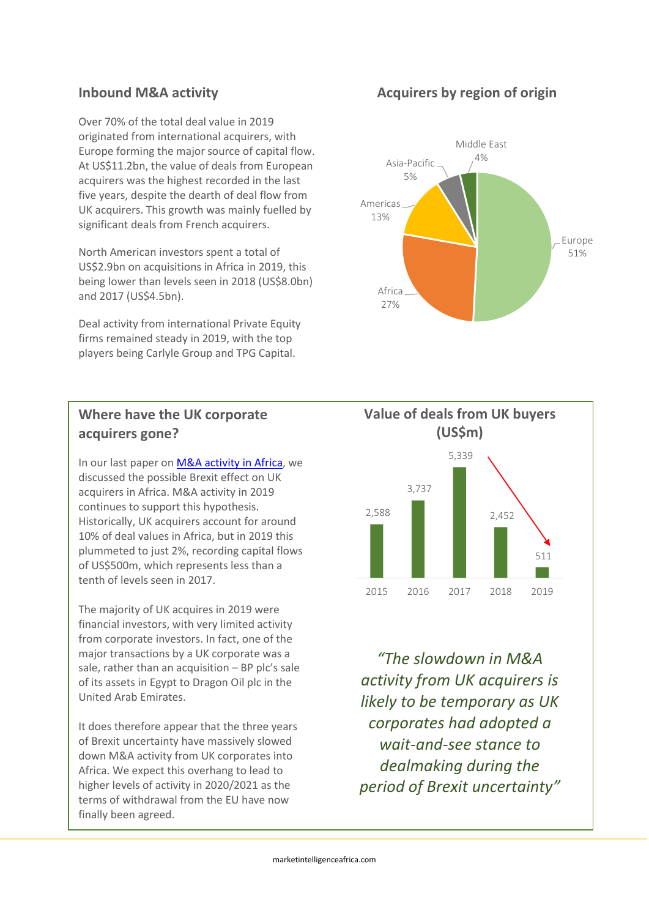## Inbound M&A activity

Over 70% of the total deal value in 2019 originated from international acquirers, with Europe forming the major source of capital flow. At US$11.2bn, the value of deals from European acquirers was the highest recorded in the last five years, despite the dearth of deal flow from UK acquirers. This growth was mainly fuelled by significant deals from French acquirers.

North American investors spent a total of US$2.9bn on acquisitions in Africa in 2019, this being lower than levels seen in 2018 (US$8.0bn) and 2017 (US$4.5bn).

Deal activity from international Private Equity firms remained steady in 2019, with the top players being Carlyle Group and TPG Capital.

### Acquirers by region of origin

| Region | Share |
|---|---|
| Europe | 51% |
| Africa | 27% |
| Americas | 13% |
| Asia-Pacific | 5% |
| Middle East | 4% |

## Where have the UK corporate acquirers gone?

In our last paper on M&A activity in Africa, we discussed the possible Brexit effect on UK acquirers in Africa. M&A activity in 2019 continues to support this hypothesis. Historically, UK acquirers account for around 10% of deal values in Africa, but in 2019 this plummeted to just 2%, recording capital flows of US$500m, which represents less than a tenth of levels seen in 2017.

The majority of UK acquires in 2019 were financial investors, with very limited activity from corporate investors. In fact, one of the major transactions by a UK corporate was a sale, rather than an acquisition – BP plc's sale of its assets in Egypt to Dragon Oil plc in the United Arab Emirates.

It does therefore appear that the three years of Brexit uncertainty have massively slowed down M&A activity from UK corporates into Africa. We expect this overhang to lead to higher levels of activity in 2020/2021 as the terms of withdrawal from the EU have now finally been agreed.

### Value of deals from UK buyers (US$m)

| Year | Value (US$m) |
|---|---|
| 2015 | 2,588 |
| 2016 | 3,737 |
| 2017 | 5,339 |
| 2018 | 2,452 |
| 2019 | 511 |

*"The slowdown in M&A activity from UK acquirers is likely to be temporary as UK corporates had adopted a wait-and-see stance to dealmaking during the period of Brexit uncertainty"*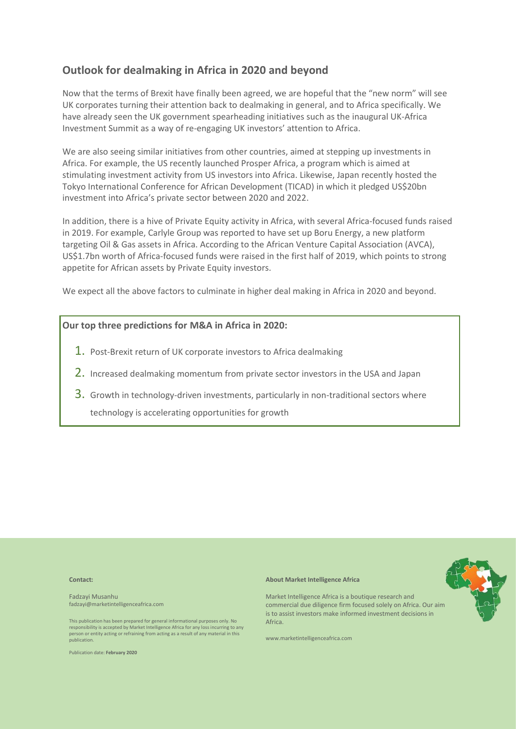## Outlook for dealmaking in Africa in 2020 and beyond

Now that the terms of Brexit have finally been agreed, we are hopeful that the "new norm" will see UK corporates turning their attention back to dealmaking in general, and to Africa specifically. We have already seen the UK government spearheading initiatives such as the inaugural UK-Africa Investment Summit as a way of re-engaging UK investors' attention to Africa.

We are also seeing similar initiatives from other countries, aimed at stepping up investments in Africa. For example, the US recently launched Prosper Africa, a program which is aimed at stimulating investment activity from US investors into Africa. Likewise, Japan recently hosted the Tokyo International Conference for African Development (TICAD) in which it pledged US$20bn investment into Africa's private sector between 2020 and 2022.

In addition, there is a hive of Private Equity activity in Africa, with several Africa-focused funds raised in 2019. For example, Carlyle Group was reported to have set up Boru Energy, a new platform targeting Oil & Gas assets in Africa. According to the African Venture Capital Association (AVCA), US$1.7bn worth of Africa-focused funds were raised in the first half of 2019, which points to strong appetite for African assets by Private Equity investors.

We expect all the above factors to culminate in higher deal making in Africa in 2020 and beyond.

**Our top three predictions for M&A in Africa in 2020:**

1. Post-Brexit return of UK corporate investors to Africa dealmaking
2. Increased dealmaking momentum from private sector investors in the USA and Japan
3. Growth in technology-driven investments, particularly in non-traditional sectors where technology is accelerating opportunities for growth

**Contact:**

Fadzayi Musanhu
fadzayi@marketintelligenceafrica.com

This publication has been prepared for general informational purposes only. No responsibility is accepted by Market Intelligence Africa for any loss incurring to any person or entity acting or refraining from acting as a result of any material in this publication.

Publication date: **February 2020**

**About Market Intelligence Africa**

Market Intelligence Africa is a boutique research and commercial due diligence firm focused solely on Africa. Our aim is to assist investors make informed investment decisions in Africa.

www.marketintelligenceafrica.com